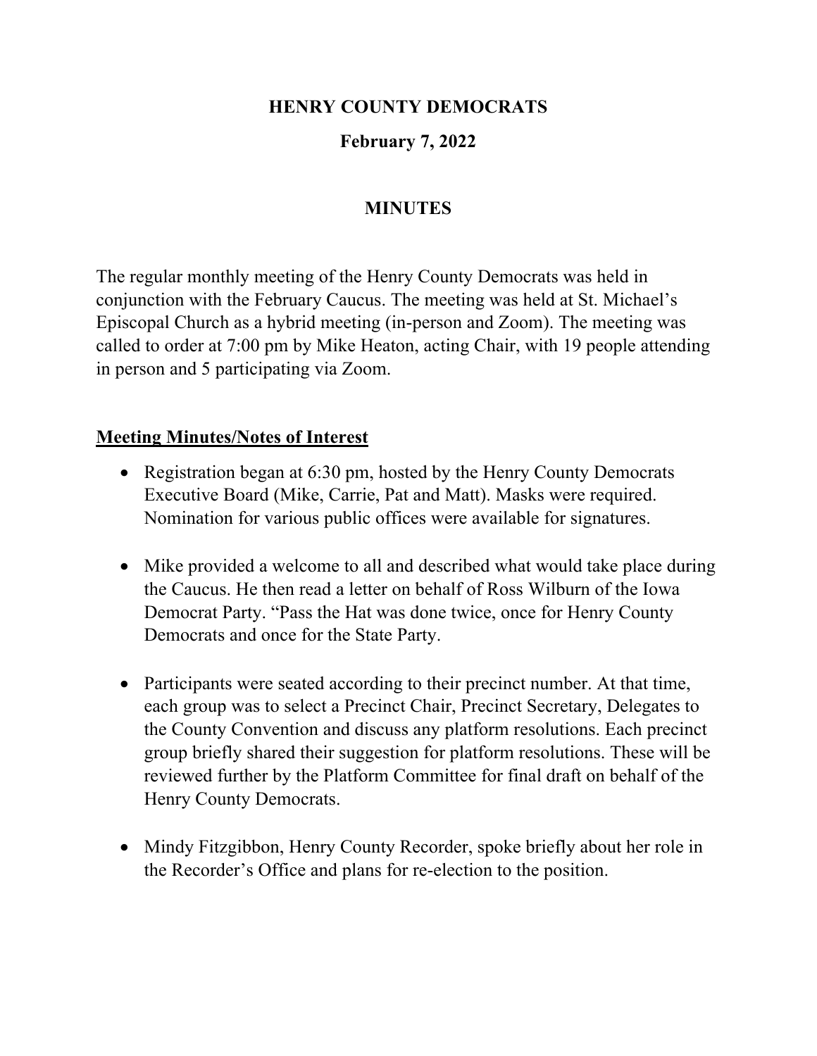**HENRY COUNTY DEMOCRATS**

**February 7, 2022**

# MINUTES

The regular monthly meeting of the Henry County Democrats was held in conjunction with the February Caucus. The meeting was held at St. Michael's Episcopal Church as a hybrid meeting (in-person and Zoom). The meeting was called to order at 7:00 pm by Mike Heaton, acting Chair, with 19 people attending in person and 5 participating via Zoom.

## Meeting Minutes/Notes of Interest

- Registration began at 6:30 pm, hosted by the Henry County Democrats Executive Board (Mike, Carrie, Pat and Matt). Masks were required. Nomination for various public offices were available for signatures.

- Mike provided a welcome to all and described what would take place during the Caucus. He then read a letter on behalf of Ross Wilburn of the Iowa Democrat Party. "Pass the Hat was done twice, once for Henry County Democrats and once for the State Party.

- Participants were seated according to their precinct number. At that time, each group was to select a Precinct Chair, Precinct Secretary, Delegates to the County Convention and discuss any platform resolutions. Each precinct group briefly shared their suggestion for platform resolutions. These will be reviewed further by the Platform Committee for final draft on behalf of the Henry County Democrats.

- Mindy Fitzgibbon, Henry County Recorder, spoke briefly about her role in the Recorder's Office and plans for re-election to the position.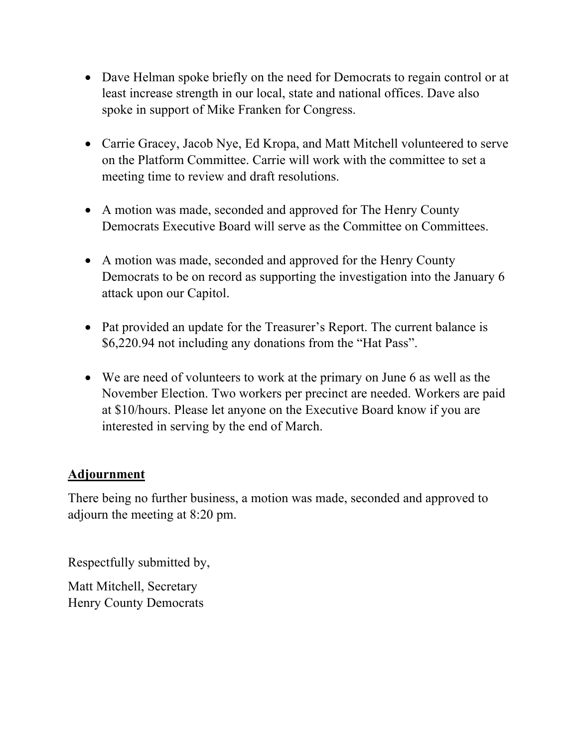- Dave Helman spoke briefly on the need for Democrats to regain control or at least increase strength in our local, state and national offices. Dave also spoke in support of Mike Franken for Congress.

- Carrie Gracey, Jacob Nye, Ed Kropa, and Matt Mitchell volunteered to serve on the Platform Committee. Carrie will work with the committee to set a meeting time to review and draft resolutions.

- A motion was made, seconded and approved for The Henry County Democrats Executive Board will serve as the Committee on Committees.

- A motion was made, seconded and approved for the Henry County Democrats to be on record as supporting the investigation into the January 6 attack upon our Capitol.

- Pat provided an update for the Treasurer's Report. The current balance is $6,220.94 not including any donations from the "Hat Pass".

- We are need of volunteers to work at the primary on June 6 as well as the November Election. Two workers per precinct are needed. Workers are paid at $10/hours. Please let anyone on the Executive Board know if you are interested in serving by the end of March.

**Adjournment**

There being no further business, a motion was made, seconded and approved to adjourn the meeting at 8:20 pm.

Respectfully submitted by,

Matt Mitchell, Secretary
Henry County Democrats